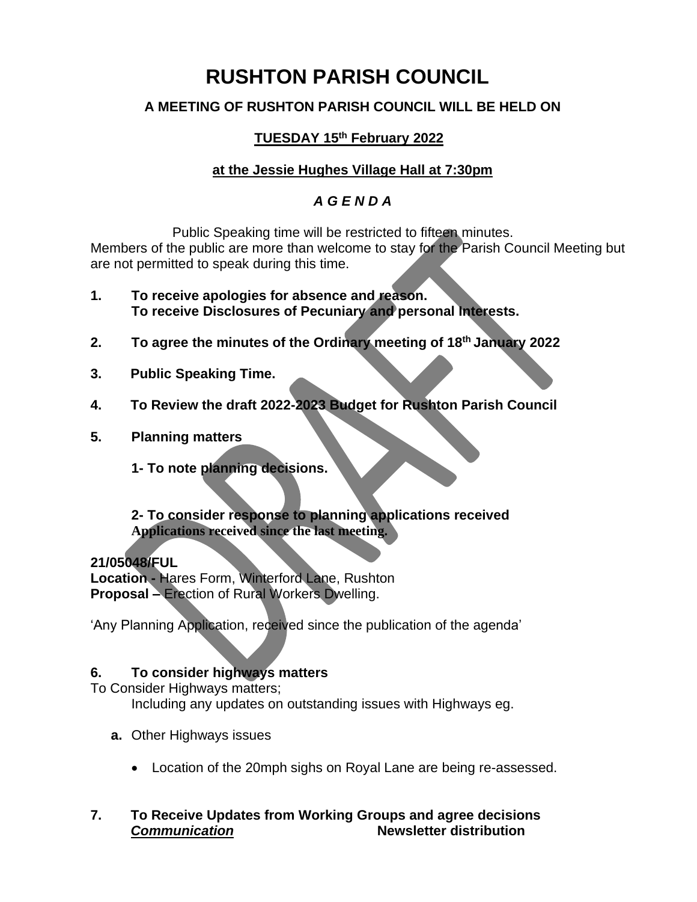# RUSHTON PARISH COUNCIL

**A MEETING OF RUSHTON PARISH COUNCIL WILL BE HELD ON**

**TUESDAY 15th February 2022**

**at the Jessie Hughes Village Hall at 7:30pm**

***A G E N D A***

Public Speaking time will be restricted to fifteen minutes.
Members of the public are more than welcome to stay for the Parish Council Meeting but are not permitted to speak during this time.

**1. To receive apologies for absence and reason.**
**To receive Disclosures of Pecuniary and personal Interests.**

**2. To agree the minutes of the Ordinary meeting of 18th January 2022**

**3. Public Speaking Time.**

**4. To Review the draft 2022-2023 Budget for Rushton Parish Council**

**5. Planning matters**

**1- To note planning decisions.**

**2- To consider response to planning applications received**
**Applications received since the last meeting.**

**21/05048/FUL**
**Location -** Hares Form, Winterford Lane, Rushton
**Proposal –** Erection of Rural Workers Dwelling.

'Any Planning Application, received since the publication of the agenda'

**6. To consider highways matters**

To Consider Highways matters;
Including any updates on outstanding issues with Highways eg.

**a.** Other Highways issues

- Location of the 20mph sighs on Royal Lane are being re-assessed.

**7. To Receive Updates from Working Groups and agree decisions**
***Communication*** **Newsletter distribution**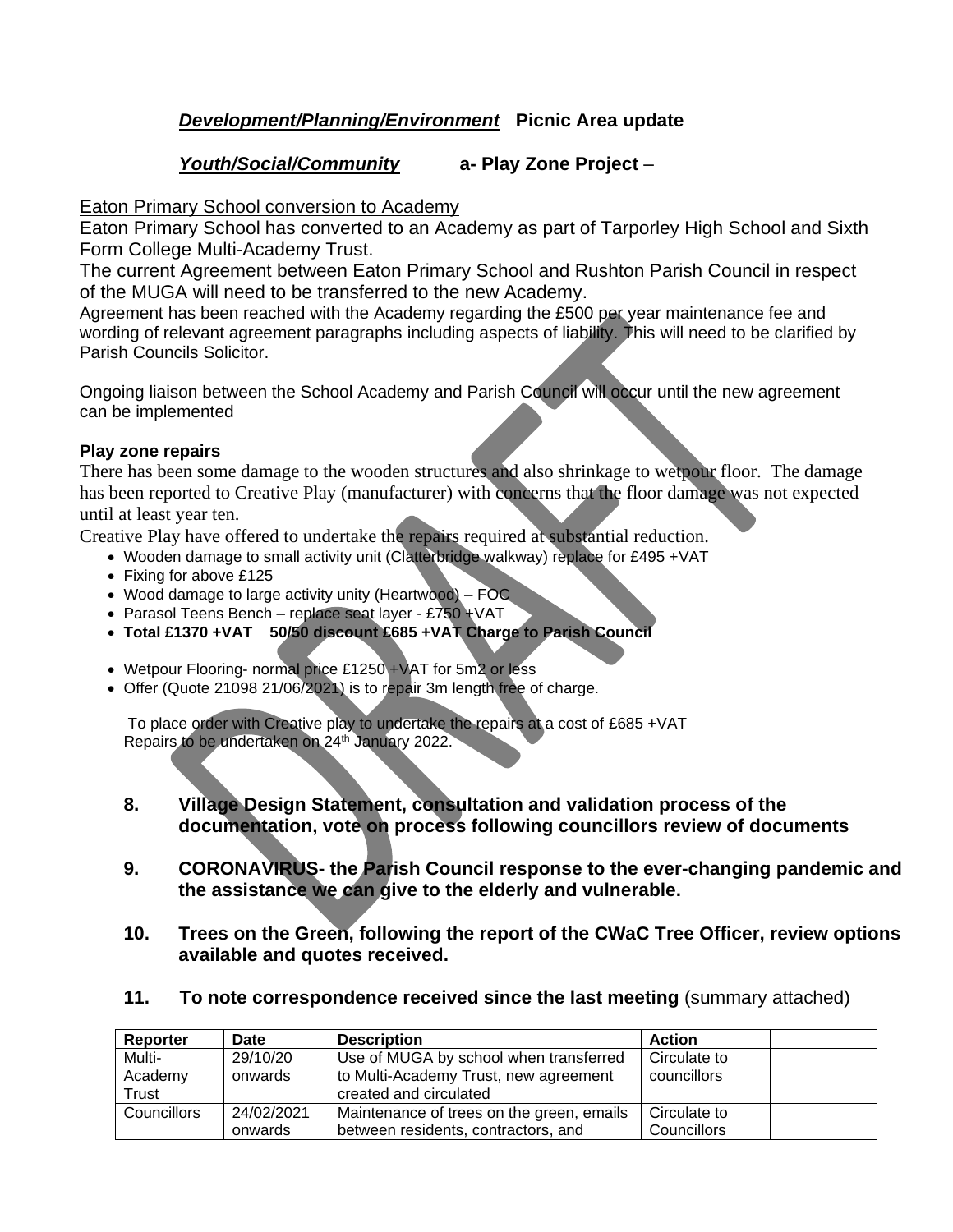***Development/Planning/Environment*** **Picnic Area update**

***Youth/Social/Community*** **a- Play Zone Project** –

Eaton Primary School conversion to Academy

Eaton Primary School has converted to an Academy as part of Tarporley High School and Sixth Form College Multi-Academy Trust.

The current Agreement between Eaton Primary School and Rushton Parish Council in respect of the MUGA will need to be transferred to the new Academy.

Agreement has been reached with the Academy regarding the £500 per year maintenance fee and wording of relevant agreement paragraphs including aspects of liability. This will need to be clarified by Parish Councils Solicitor.

Ongoing liaison between the School Academy and Parish Council will occur until the new agreement can be implemented

**Play zone repairs**

There has been some damage to the wooden structures and also shrinkage to wetpour floor. The damage has been reported to Creative Play (manufacturer) with concerns that the floor damage was not expected until at least year ten.

Creative Play have offered to undertake the repairs required at substantial reduction.

- Wooden damage to small activity unit (Clatterbridge walkway) replace for £495 +VAT
- Fixing for above £125
- Wood damage to large activity unity (Heartwood) – FOC
- Parasol Teens Bench – replace seat layer - £750 +VAT
- **Total £1370 +VAT 50/50 discount £685 +VAT Charge to Parish Council**

- Wetpour Flooring- normal price £1250 +VAT for 5m2 or less
- Offer (Quote 21098 21/06/2021) is to repair 3m length free of charge.

To place order with Creative play to undertake the repairs at a cost of £685 +VAT
Repairs to be undertaken on 24th January 2022.

**8. Village Design Statement, consultation and validation process of the documentation, vote on process following councillors review of documents**

**9. CORONAVIRUS- the Parish Council response to the ever-changing pandemic and the assistance we can give to the elderly and vulnerable.**

**10. Trees on the Green, following the report of the CWaC Tree Officer, review options available and quotes received.**

**11. To note correspondence received since the last meeting** (summary attached)

| Reporter | Date | Description | Action | |
|---|---|---|---|---|
| Multi-Academy Trust | 29/10/20 onwards | Use of MUGA by school when transferred to Multi-Academy Trust, new agreement created and circulated | Circulate to councillors | |
| Councillors | 24/02/2021 onwards | Maintenance of trees on the green, emails between residents, contractors, and | Circulate to Councillors | |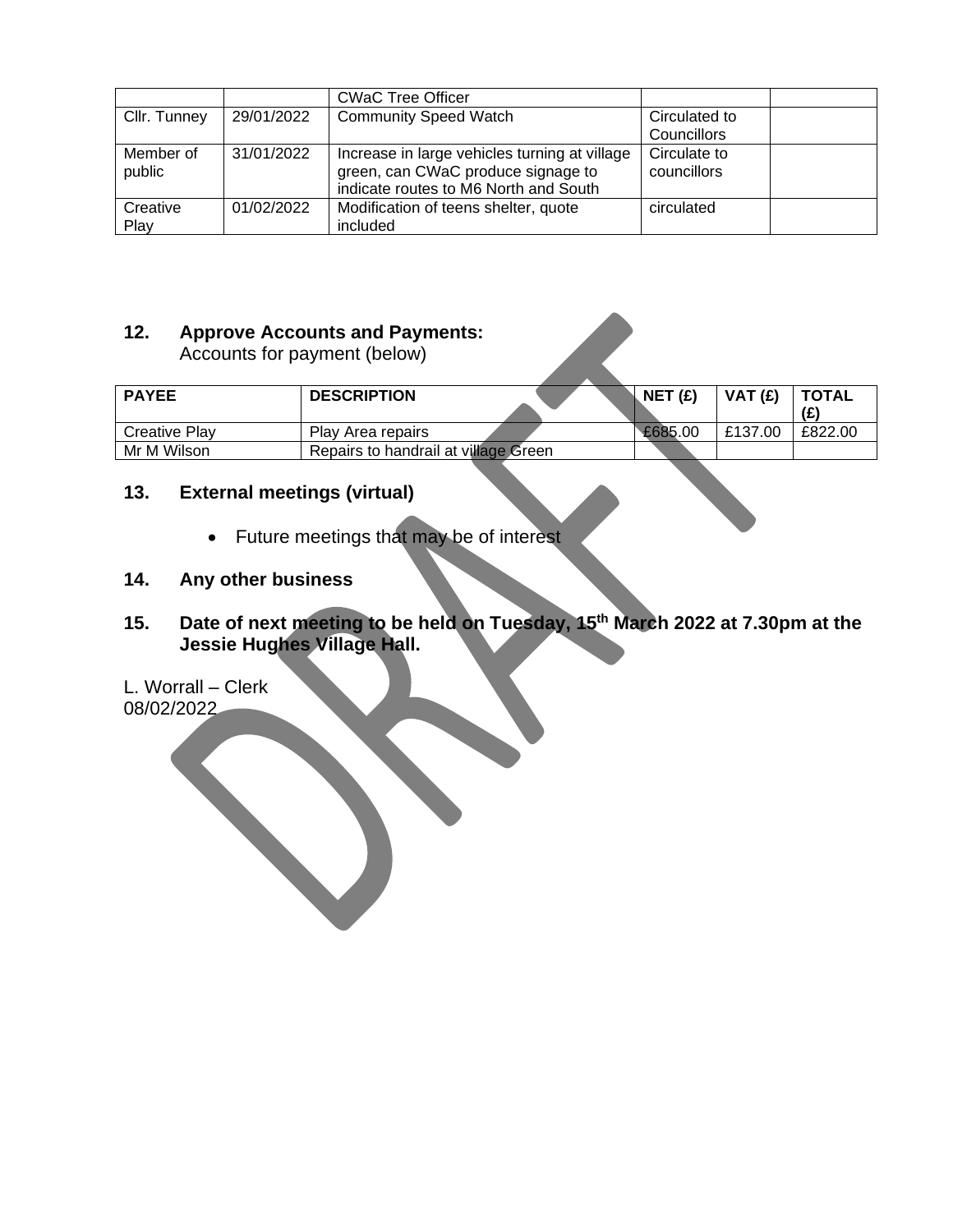| | | | | |
|---|---|---|---|---|
| | | CWaC Tree Officer | | |
| Cllr. Tunney | 29/01/2022 | Community Speed Watch | Circulated to Councillors | |
| Member of public | 31/01/2022 | Increase in large vehicles turning at village green, can CWaC produce signage to indicate routes to M6 North and South | Circulate to councillors | |
| Creative Play | 01/02/2022 | Modification of teens shelter, quote included | circulated | |

## 12. Approve Accounts and Payments:

Accounts for payment (below)

| PAYEE | DESCRIPTION | NET (£) | VAT (£) | TOTAL (£) |
|---|---|---|---|---|
| Creative Play | Play Area repairs | £685.00 | £137.00 | £822.00 |
| Mr M Wilson | Repairs to handrail at village Green | | | |

## 13. External meetings (virtual)

- Future meetings that may be of interest

## 14. Any other business

## 15. Date of next meeting to be held on Tuesday, 15th March 2022 at 7.30pm at the Jessie Hughes Village Hall.

L. Worrall – Clerk
08/02/2022

DRAFT